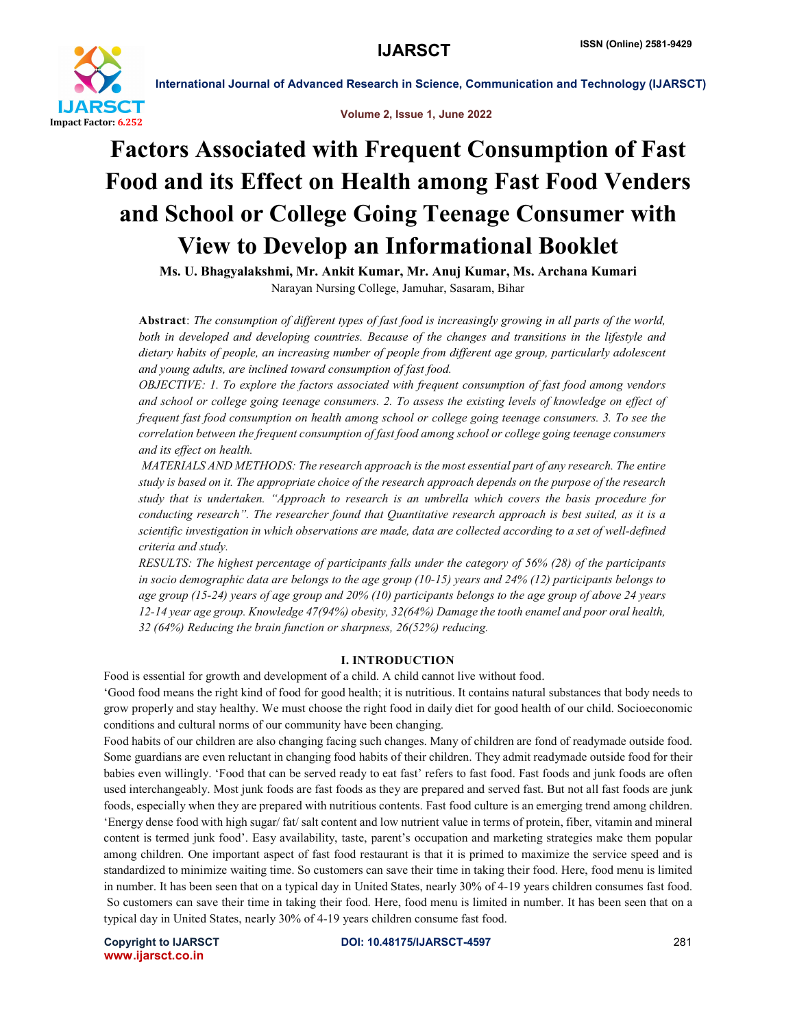# Factors Associated with Frequent Consumption of Fast Food and its Effect on Health among Fast Food Venders and School or College Going Teenage Consumer with View to Develop an Informational Booklet

**Ms. U. Bhagyalakshmi, Mr. Ankit Kumar, Mr. Anuj Kumar, Ms. Archana Kumari**

Narayan Nursing College, Jamuhar, Sasaram, Bihar

**Abstract**: *The consumption of different types of fast food is increasingly growing in all parts of the world, both in developed and developing countries. Because of the changes and transitions in the lifestyle and dietary habits of people, an increasing number of people from different age group, particularly adolescent and young adults, are inclined toward consumption of fast food.*

*OBJECTIVE: 1. To explore the factors associated with frequent consumption of fast food among vendors and school or college going teenage consumers. 2. To assess the existing levels of knowledge on effect of frequent fast food consumption on health among school or college going teenage consumers. 3. To see the correlation between the frequent consumption of fast food among school or college going teenage consumers and its effect on health.*

*MATERIALS AND METHODS: The research approach is the most essential part of any research. The entire study is based on it. The appropriate choice of the research approach depends on the purpose of the research study that is undertaken. "Approach to research is an umbrella which covers the basis procedure for conducting research". The researcher found that Quantitative research approach is best suited, as it is a scientific investigation in which observations are made, data are collected according to a set of well-defined criteria and study.*

*RESULTS: The highest percentage of participants falls under the category of 56% (28) of the participants in socio demographic data are belongs to the age group (10-15) years and 24% (12) participants belongs to age group (15-24) years of age group and 20% (10) participants belongs to the age group of above 24 years 12-14 year age group. Knowledge 47(94%) obesity, 32(64%) Damage the tooth enamel and poor oral health, 32 (64%) Reducing the brain function or sharpness, 26(52%) reducing.*

## I. INTRODUCTION

Food is essential for growth and development of a child. A child cannot live without food.

'Good food means the right kind of food for good health; it is nutritious. It contains natural substances that body needs to grow properly and stay healthy. We must choose the right food in daily diet for good health of our child. Socioeconomic conditions and cultural norms of our community have been changing.

Food habits of our children are also changing facing such changes. Many of children are fond of readymade outside food. Some guardians are even reluctant in changing food habits of their children. They admit readymade outside food for their babies even willingly. 'Food that can be served ready to eat fast' refers to fast food. Fast foods and junk foods are often used interchangeably. Most junk foods are fast foods as they are prepared and served fast. But not all fast foods are junk foods, especially when they are prepared with nutritious contents. Fast food culture is an emerging trend among children. 'Energy dense food with high sugar/ fat/ salt content and low nutrient value in terms of protein, fiber, vitamin and mineral content is termed junk food'. Easy availability, taste, parent's occupation and marketing strategies make them popular among children. One important aspect of fast food restaurant is that it is primed to maximize the service speed and is standardized to minimize waiting time. So customers can save their time in taking their food. Here, food menu is limited in number. It has been seen that on a typical day in United States, nearly 30% of 4-19 years children consumes fast food. So customers can save their time in taking their food. Here, food menu is limited in number. It has been seen that on a typical day in United States, nearly 30% of 4-19 years children consume fast food.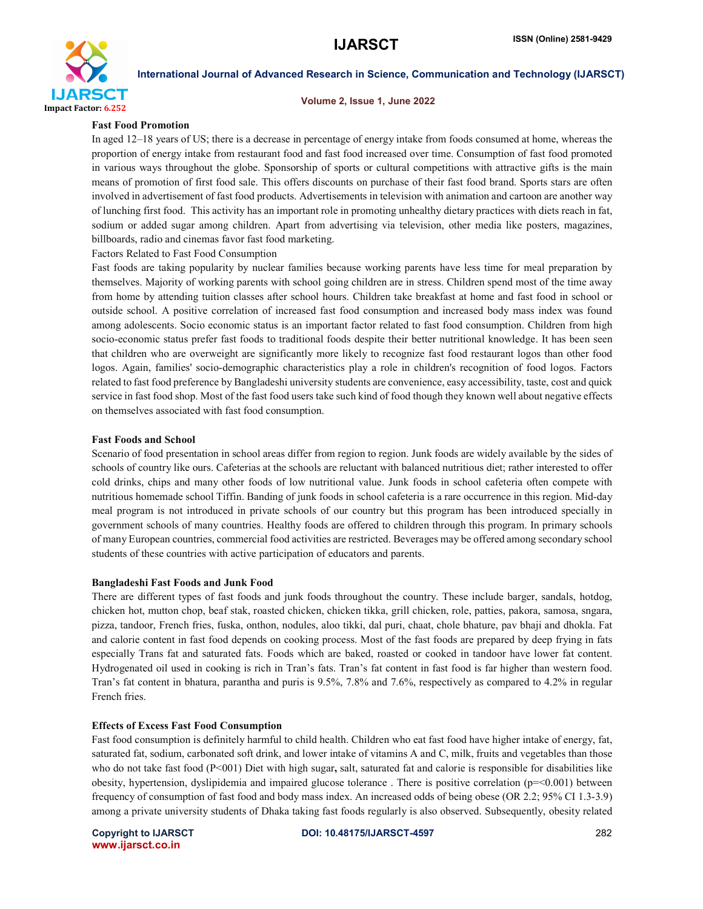**Fast Food Promotion**

In aged 12–18 years of US; there is a decrease in percentage of energy intake from foods consumed at home, whereas the proportion of energy intake from restaurant food and fast food increased over time. Consumption of fast food promoted in various ways throughout the globe. Sponsorship of sports or cultural competitions with attractive gifts is the main means of promotion of first food sale. This offers discounts on purchase of their fast food brand. Sports stars are often involved in advertisement of fast food products. Advertisements in television with animation and cartoon are another way of lunching first food. This activity has an important role in promoting unhealthy dietary practices with diets reach in fat, sodium or added sugar among children. Apart from advertising via television, other media like posters, magazines, billboards, radio and cinemas favor fast food marketing.

Factors Related to Fast Food Consumption

Fast foods are taking popularity by nuclear families because working parents have less time for meal preparation by themselves. Majority of working parents with school going children are in stress. Children spend most of the time away from home by attending tuition classes after school hours. Children take breakfast at home and fast food in school or outside school. A positive correlation of increased fast food consumption and increased body mass index was found among adolescents. Socio economic status is an important factor related to fast food consumption. Children from high socio-economic status prefer fast foods to traditional foods despite their better nutritional knowledge. It has been seen that children who are overweight are significantly more likely to recognize fast food restaurant logos than other food logos. Again, families' socio-demographic characteristics play a role in children's recognition of food logos. Factors related to fast food preference by Bangladeshi university students are convenience, easy accessibility, taste, cost and quick service in fast food shop. Most of the fast food users take such kind of food though they known well about negative effects on themselves associated with fast food consumption.

**Fast Foods and School**

Scenario of food presentation in school areas differ from region to region. Junk foods are widely available by the sides of schools of country like ours. Cafeterias at the schools are reluctant with balanced nutritious diet; rather interested to offer cold drinks, chips and many other foods of low nutritional value. Junk foods in school cafeteria often compete with nutritious homemade school Tiffin. Banding of junk foods in school cafeteria is a rare occurrence in this region. Mid-day meal program is not introduced in private schools of our country but this program has been introduced specially in government schools of many countries. Healthy foods are offered to children through this program. In primary schools of many European countries, commercial food activities are restricted. Beverages may be offered among secondary school students of these countries with active participation of educators and parents.

**Bangladeshi Fast Foods and Junk Food**

There are different types of fast foods and junk foods throughout the country. These include barger, sandals, hotdog, chicken hot, mutton chop, beaf stak, roasted chicken, chicken tikka, grill chicken, role, patties, pakora, samosa, sngara, pizza, tandoor, French fries, fuska, onthon, nodules, aloo tikki, dal puri, chaat, chole bhature, pav bhaji and dhokla. Fat and calorie content in fast food depends on cooking process. Most of the fast foods are prepared by deep frying in fats especially Trans fat and saturated fats. Foods which are baked, roasted or cooked in tandoor have lower fat content. Hydrogenated oil used in cooking is rich in Tran's fats. Tran's fat content in fast food is far higher than western food. Tran's fat content in bhatura, parantha and puris is 9.5%, 7.8% and 7.6%, respectively as compared to 4.2% in regular French fries.

**Effects of Excess Fast Food Consumption**

Fast food consumption is definitely harmful to child health. Children who eat fast food have higher intake of energy, fat, saturated fat, sodium, carbonated soft drink, and lower intake of vitamins A and C, milk, fruits and vegetables than those who do not take fast food (P<001) Diet with high sugar**,** salt, saturated fat and calorie is responsible for disabilities like obesity, hypertension, dyslipidemia and impaired glucose tolerance . There is positive correlation (p=<0.001) between frequency of consumption of fast food and body mass index. An increased odds of being obese (OR 2.2; 95% CI 1.3-3.9) among a private university students of Dhaka taking fast foods regularly is also observed. Subsequently, obesity related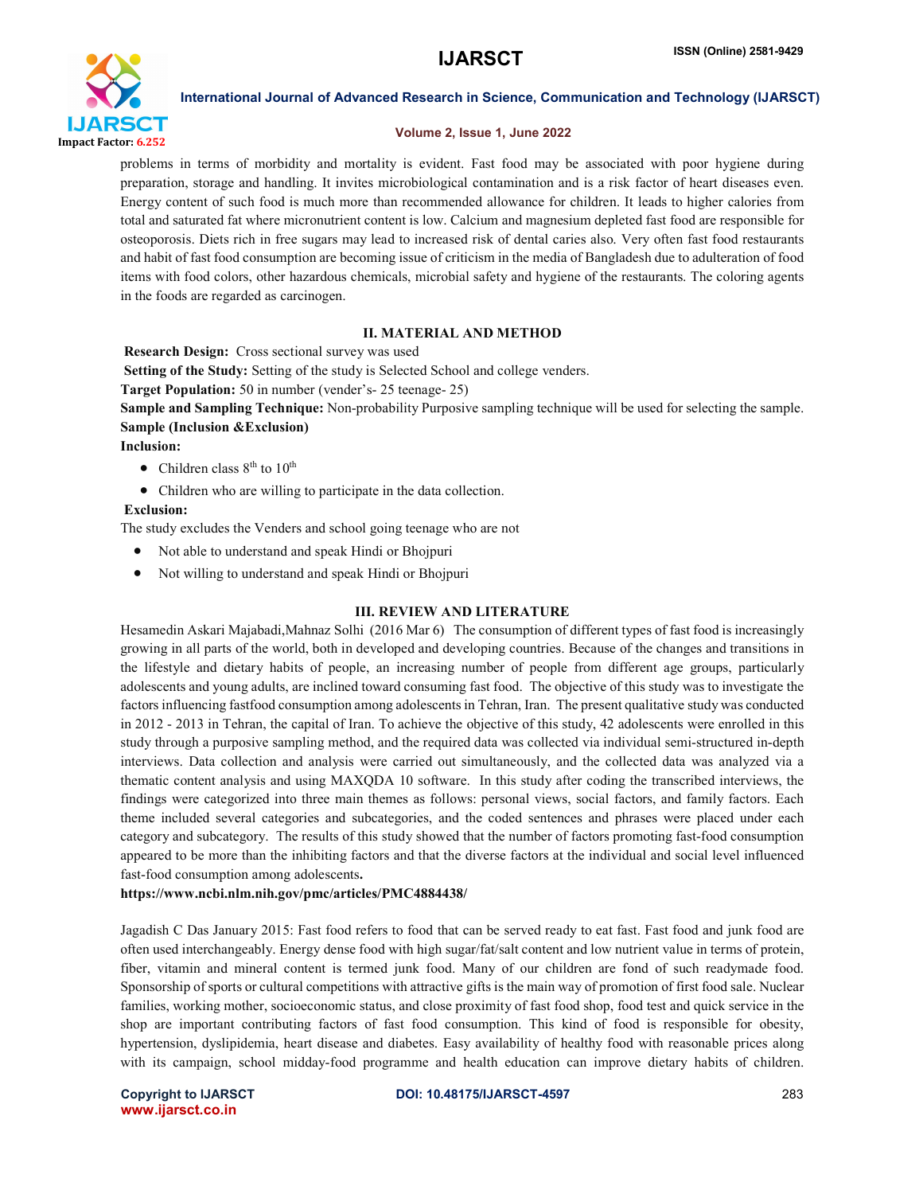problems in terms of morbidity and mortality is evident. Fast food may be associated with poor hygiene during preparation, storage and handling. It invites microbiological contamination and is a risk factor of heart diseases even. Energy content of such food is much more than recommended allowance for children. It leads to higher calories from total and saturated fat where micronutrient content is low. Calcium and magnesium depleted fast food are responsible for osteoporosis. Diets rich in free sugars may lead to increased risk of dental caries also. Very often fast food restaurants and habit of fast food consumption are becoming issue of criticism in the media of Bangladesh due to adulteration of food items with food colors, other hazardous chemicals, microbial safety and hygiene of the restaurants. The coloring agents in the foods are regarded as carcinogen.

## II. MATERIAL AND METHOD

**Research Design:** Cross sectional survey was used

**Setting of the Study:** Setting of the study is Selected School and college venders.

**Target Population:** 50 in number (vender's- 25 teenage- 25)

**Sample and Sampling Technique:** Non-probability Purposive sampling technique will be used for selecting the sample.

**Sample (Inclusion &Exclusion)**

**Inclusion:**

- Children class 8th to 10th
- Children who are willing to participate in the data collection.

**Exclusion:**

The study excludes the Venders and school going teenage who are not

- Not able to understand and speak Hindi or Bhojpuri
- Not willing to understand and speak Hindi or Bhojpuri

## III. REVIEW AND LITERATURE

Hesamedin Askari Majabadi,Mahnaz Solhi (2016 Mar 6) The consumption of different types of fast food is increasingly growing in all parts of the world, both in developed and developing countries. Because of the changes and transitions in the lifestyle and dietary habits of people, an increasing number of people from different age groups, particularly adolescents and young adults, are inclined toward consuming fast food. The objective of this study was to investigate the factors influencing fastfood consumption among adolescents in Tehran, Iran. The present qualitative study was conducted in 2012 - 2013 in Tehran, the capital of Iran. To achieve the objective of this study, 42 adolescents were enrolled in this study through a purposive sampling method, and the required data was collected via individual semi-structured in-depth interviews. Data collection and analysis were carried out simultaneously, and the collected data was analyzed via a thematic content analysis and using MAXQDA 10 software. In this study after coding the transcribed interviews, the findings were categorized into three main themes as follows: personal views, social factors, and family factors. Each theme included several categories and subcategories, and the coded sentences and phrases were placed under each category and subcategory. The results of this study showed that the number of factors promoting fast-food consumption appeared to be more than the inhibiting factors and that the diverse factors at the individual and social level influenced fast-food consumption among adolescents**.**

**https://www.ncbi.nlm.nih.gov/pmc/articles/PMC4884438/**

Jagadish C Das January 2015: Fast food refers to food that can be served ready to eat fast. Fast food and junk food are often used interchangeably. Energy dense food with high sugar/fat/salt content and low nutrient value in terms of protein, fiber, vitamin and mineral content is termed junk food. Many of our children are fond of such readymade food. Sponsorship of sports or cultural competitions with attractive gifts is the main way of promotion of first food sale. Nuclear families, working mother, socioeconomic status, and close proximity of fast food shop, food test and quick service in the shop are important contributing factors of fast food consumption. This kind of food is responsible for obesity, hypertension, dyslipidemia, heart disease and diabetes. Easy availability of healthy food with reasonable prices along with its campaign, school midday-food programme and health education can improve dietary habits of children.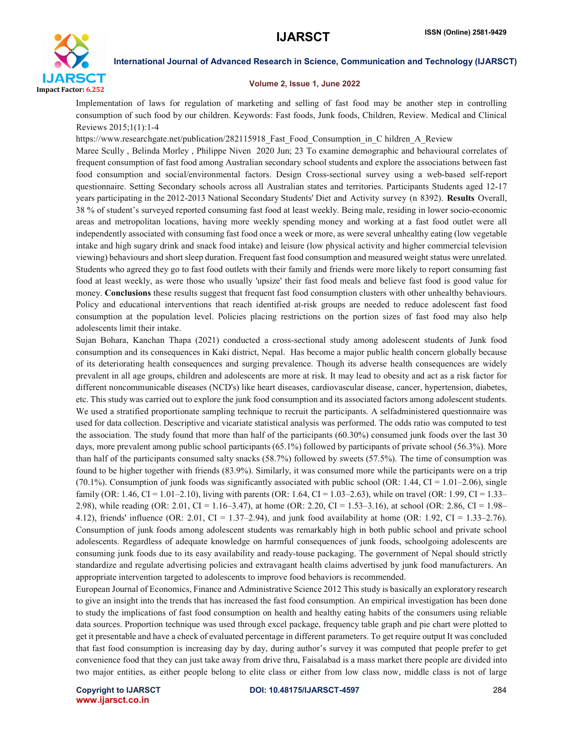Implementation of laws for regulation of marketing and selling of fast food may be another step in controlling consumption of such food by our children. Keywords: Fast foods, Junk foods, Children, Review. Medical and Clinical Reviews 2015;1(1):1-4

https://www.researchgate.net/publication/282115918_Fast_Food_Consumption_in_C hildren_A_Review

Maree Scully , Belinda Morley , Philippe Niven 2020 Jun; 23 To examine demographic and behavioural correlates of frequent consumption of fast food among Australian secondary school students and explore the associations between fast food consumption and social/environmental factors. Design Cross-sectional survey using a web-based self-report questionnaire. Setting Secondary schools across all Australian states and territories. Participants Students aged 12-17 years participating in the 2012-2013 National Secondary Students' Diet and Activity survey (n 8392). **Results** Overall, 38 % of student's surveyed reported consuming fast food at least weekly. Being male, residing in lower socio-economic areas and metropolitan locations, having more weekly spending money and working at a fast food outlet were all independently associated with consuming fast food once a week or more, as were several unhealthy eating (low vegetable intake and high sugary drink and snack food intake) and leisure (low physical activity and higher commercial television viewing) behaviours and short sleep duration. Frequent fast food consumption and measured weight status were unrelated. Students who agreed they go to fast food outlets with their family and friends were more likely to report consuming fast food at least weekly, as were those who usually 'upsize' their fast food meals and believe fast food is good value for money. **Conclusions** these results suggest that frequent fast food consumption clusters with other unhealthy behaviours. Policy and educational interventions that reach identified at-risk groups are needed to reduce adolescent fast food consumption at the population level. Policies placing restrictions on the portion sizes of fast food may also help adolescents limit their intake.

Sujan Bohara, Kanchan Thapa (2021) conducted a cross-sectional study among adolescent students of Junk food consumption and its consequences in Kaki district, Nepal. Has become a major public health concern globally because of its deteriorating health consequences and surging prevalence. Though its adverse health consequences are widely prevalent in all age groups, children and adolescents are more at risk. It may lead to obesity and act as a risk factor for different noncommunicable diseases (NCD's) like heart diseases, cardiovascular disease, cancer, hypertension, diabetes, etc. This study was carried out to explore the junk food consumption and its associated factors among adolescent students. We used a stratified proportionate sampling technique to recruit the participants. A selfadministered questionnaire was used for data collection. Descriptive and vicariate statistical analysis was performed. The odds ratio was computed to test the association. The study found that more than half of the participants (60.30%) consumed junk foods over the last 30 days, more prevalent among public school participants (65.1%) followed by participants of private school (56.3%). More than half of the participants consumed salty snacks (58.7%) followed by sweets (57.5%). The time of consumption was found to be higher together with friends (83.9%). Similarly, it was consumed more while the participants were on a trip (70.1%). Consumption of junk foods was significantly associated with public school (OR: 1.44, CI = 1.01–2.06), single family (OR: 1.46, CI = 1.01–2.10), living with parents (OR: 1.64, CI = 1.03–2.63), while on travel (OR: 1.99, CI = 1.33–2.98), while reading (OR: 2.01, CI = 1.16–3.47), at home (OR: 2.20, CI = 1.53–3.16), at school (OR: 2.86, CI = 1.98–4.12), friends' influence (OR: 2.01, CI = 1.37–2.94), and junk food availability at home (OR: 1.92, CI = 1.33–2.76). Consumption of junk foods among adolescent students was remarkably high in both public school and private school adolescents. Regardless of adequate knowledge on harmful consequences of junk foods, schoolgoing adolescents are consuming junk foods due to its easy availability and ready-touse packaging. The government of Nepal should strictly standardize and regulate advertising policies and extravagant health claims advertised by junk food manufacturers. An appropriate intervention targeted to adolescents to improve food behaviors is recommended.

European Journal of Economics, Finance and Administrative Science 2012 This study is basically an exploratory research to give an insight into the trends that has increased the fast food consumption. An empirical investigation has been done to study the implications of fast food consumption on health and healthy eating habits of the consumers using reliable data sources. Proportion technique was used through excel package, frequency table graph and pie chart were plotted to get it presentable and have a check of evaluated percentage in different parameters. To get require output It was concluded that fast food consumption is increasing day by day, during author's survey it was computed that people prefer to get convenience food that they can just take away from drive thru, Faisalabad is a mass market there people are divided into two major entities, as either people belong to elite class or either from low class now, middle class is not of large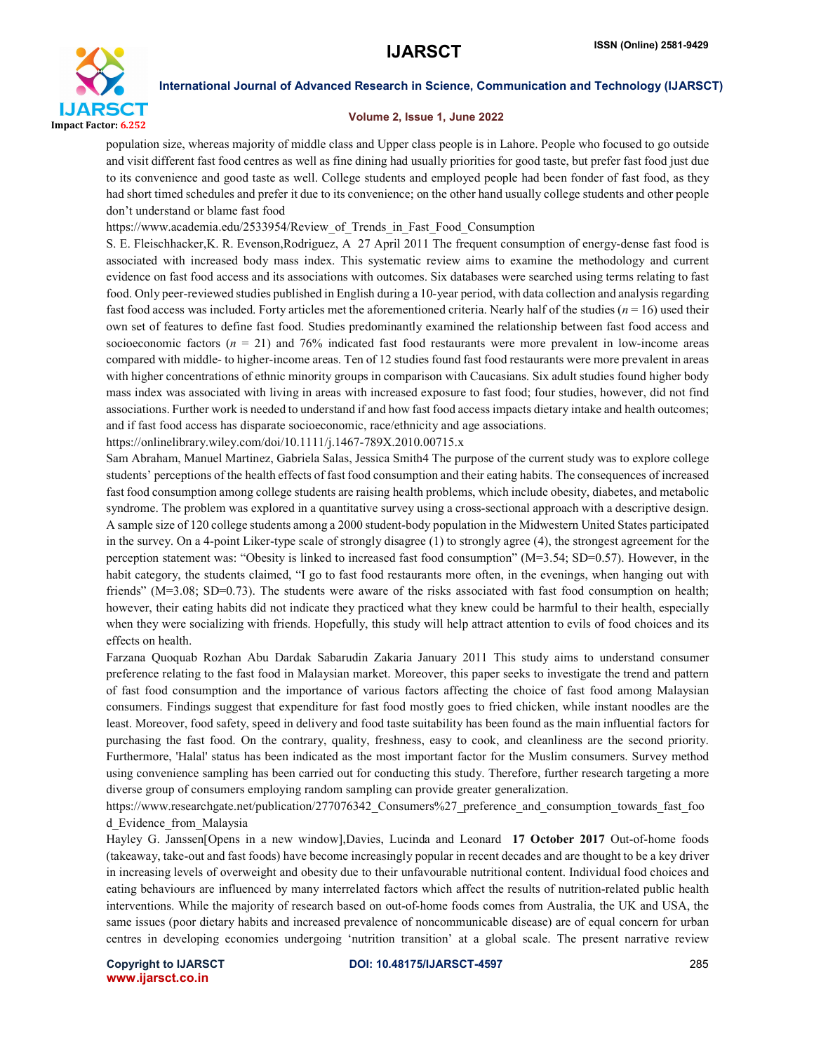population size, whereas majority of middle class and Upper class people is in Lahore. People who focused to go outside and visit different fast food centres as well as fine dining had usually priorities for good taste, but prefer fast food just due to its convenience and good taste as well. College students and employed people had been fonder of fast food, as they had short timed schedules and prefer it due to its convenience; on the other hand usually college students and other people don't understand or blame fast food

https://www.academia.edu/2533954/Review_of_Trends_in_Fast_Food_Consumption

S. E. Fleischhacker,K. R. Evenson,Rodriguez, A 27 April 2011 The frequent consumption of energy-dense fast food is associated with increased body mass index. This systematic review aims to examine the methodology and current evidence on fast food access and its associations with outcomes. Six databases were searched using terms relating to fast food. Only peer-reviewed studies published in English during a 10-year period, with data collection and analysis regarding fast food access was included. Forty articles met the aforementioned criteria. Nearly half of the studies ($n = 16$) used their own set of features to define fast food. Studies predominantly examined the relationship between fast food access and socioeconomic factors ($n = 21$) and 76% indicated fast food restaurants were more prevalent in low-income areas compared with middle- to higher-income areas. Ten of 12 studies found fast food restaurants were more prevalent in areas with higher concentrations of ethnic minority groups in comparison with Caucasians. Six adult studies found higher body mass index was associated with living in areas with increased exposure to fast food; four studies, however, did not find associations. Further work is needed to understand if and how fast food access impacts dietary intake and health outcomes; and if fast food access has disparate socioeconomic, race/ethnicity and age associations.

https://onlinelibrary.wiley.com/doi/10.1111/j.1467-789X.2010.00715.x

Sam Abraham, Manuel Martinez, Gabriela Salas, Jessica Smith4 The purpose of the current study was to explore college students' perceptions of the health effects of fast food consumption and their eating habits. The consequences of increased fast food consumption among college students are raising health problems, which include obesity, diabetes, and metabolic syndrome. The problem was explored in a quantitative survey using a cross-sectional approach with a descriptive design. A sample size of 120 college students among a 2000 student-body population in the Midwestern United States participated in the survey. On a 4-point Liker-type scale of strongly disagree (1) to strongly agree (4), the strongest agreement for the perception statement was: "Obesity is linked to increased fast food consumption" (M=3.54; SD=0.57). However, in the habit category, the students claimed, "I go to fast food restaurants more often, in the evenings, when hanging out with friends" (M=3.08; SD=0.73). The students were aware of the risks associated with fast food consumption on health; however, their eating habits did not indicate they practiced what they knew could be harmful to their health, especially when they were socializing with friends. Hopefully, this study will help attract attention to evils of food choices and its effects on health.

Farzana Quoquab Rozhan Abu Dardak Sabarudin Zakaria January 2011 This study aims to understand consumer preference relating to the fast food in Malaysian market. Moreover, this paper seeks to investigate the trend and pattern of fast food consumption and the importance of various factors affecting the choice of fast food among Malaysian consumers. Findings suggest that expenditure for fast food mostly goes to fried chicken, while instant noodles are the least. Moreover, food safety, speed in delivery and food taste suitability has been found as the main influential factors for purchasing the fast food. On the contrary, quality, freshness, easy to cook, and cleanliness are the second priority. Furthermore, 'Halal' status has been indicated as the most important factor for the Muslim consumers. Survey method using convenience sampling has been carried out for conducting this study. Therefore, further research targeting a more diverse group of consumers employing random sampling can provide greater generalization.

https://www.researchgate.net/publication/277076342_Consumers%27_preference_and_consumption_towards_fast_food_Evidence_from_Malaysia

Hayley G. Janssen[Opens in a new window],Davies, Lucinda and Leonard **17 October 2017** Out-of-home foods (takeaway, take-out and fast foods) have become increasingly popular in recent decades and are thought to be a key driver in increasing levels of overweight and obesity due to their unfavourable nutritional content. Individual food choices and eating behaviours are influenced by many interrelated factors which affect the results of nutrition-related public health interventions. While the majority of research based on out-of-home foods comes from Australia, the UK and USA, the same issues (poor dietary habits and increased prevalence of noncommunicable disease) are of equal concern for urban centres in developing economies undergoing 'nutrition transition' at a global scale. The present narrative review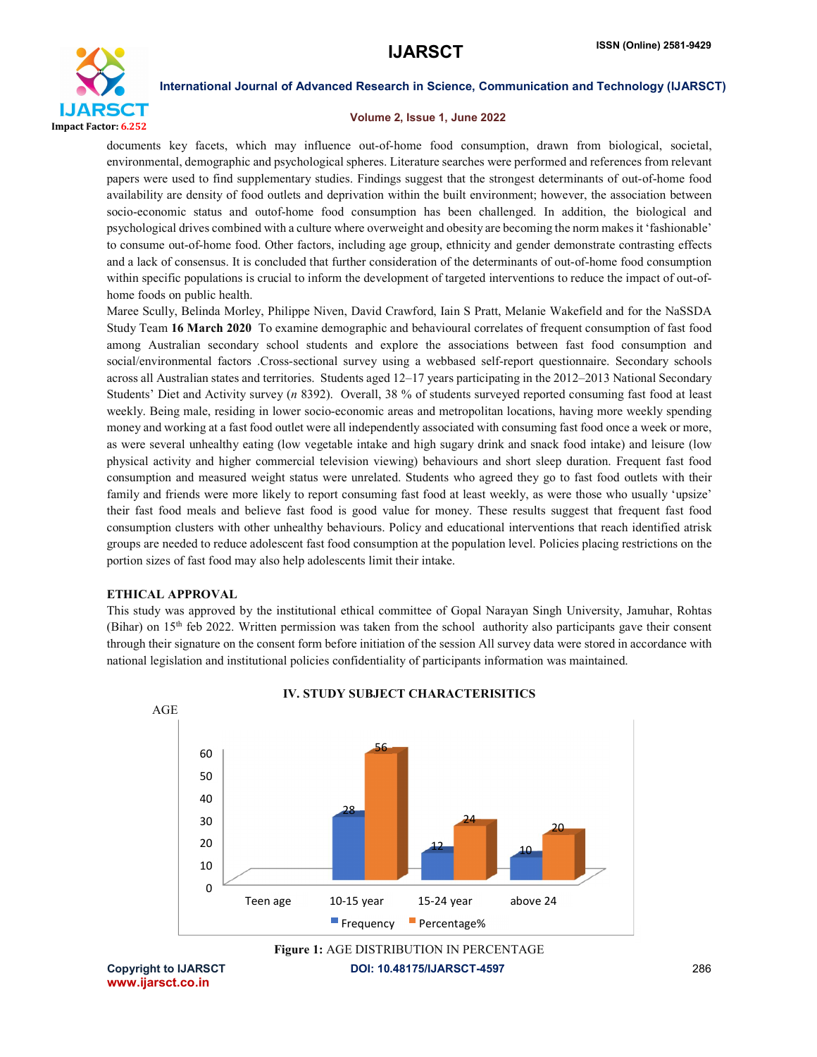documents key facets, which may influence out-of-home food consumption, drawn from biological, societal, environmental, demographic and psychological spheres. Literature searches were performed and references from relevant papers were used to find supplementary studies. Findings suggest that the strongest determinants of out-of-home food availability are density of food outlets and deprivation within the built environment; however, the association between socio-economic status and outof-home food consumption has been challenged. In addition, the biological and psychological drives combined with a culture where overweight and obesity are becoming the norm makes it 'fashionable' to consume out-of-home food. Other factors, including age group, ethnicity and gender demonstrate contrasting effects and a lack of consensus. It is concluded that further consideration of the determinants of out-of-home food consumption within specific populations is crucial to inform the development of targeted interventions to reduce the impact of out-of-home foods on public health.

Maree Scully, Belinda Morley, Philippe Niven, David Crawford, Iain S Pratt, Melanie Wakefield and for the NaSSDA Study Team **16 March 2020** To examine demographic and behavioural correlates of frequent consumption of fast food among Australian secondary school students and explore the associations between fast food consumption and social/environmental factors .Cross-sectional survey using a webbased self-report questionnaire. Secondary schools across all Australian states and territories. Students aged 12–17 years participating in the 2012–2013 National Secondary Students' Diet and Activity survey (*n* 8392). Overall, 38 % of students surveyed reported consuming fast food at least weekly. Being male, residing in lower socio-economic areas and metropolitan locations, having more weekly spending money and working at a fast food outlet were all independently associated with consuming fast food once a week or more, as were several unhealthy eating (low vegetable intake and high sugary drink and snack food intake) and leisure (low physical activity and higher commercial television viewing) behaviours and short sleep duration. Frequent fast food consumption and measured weight status were unrelated. Students who agreed they go to fast food outlets with their family and friends were more likely to report consuming fast food at least weekly, as were those who usually 'upsize' their fast food meals and believe fast food is good value for money. These results suggest that frequent fast food consumption clusters with other unhealthy behaviours. Policy and educational interventions that reach identified atrisk groups are needed to reduce adolescent fast food consumption at the population level. Policies placing restrictions on the portion sizes of fast food may also help adolescents limit their intake.

## ETHICAL APPROVAL

This study was approved by the institutional ethical committee of Gopal Narayan Singh University, Jamuhar, Rohtas (Bihar) on 15th feb 2022. Written permission was taken from the school authority also participants gave their consent through their signature on the consent form before initiation of the session All survey data were stored in accordance with national legislation and institutional policies confidentiality of participants information was maintained.

## IV. STUDY SUBJECT CHARACTERISITICS

AGE

| | Teen age | 10-15 year | 15-24 year | above 24 |
|---|---|---|---|---|
| Frequency | | 28 | 12 | 10 |
| Percentage% | | 56 | 24 | 20 |

**Figure 1:** AGE DISTRIBUTION IN PERCENTAGE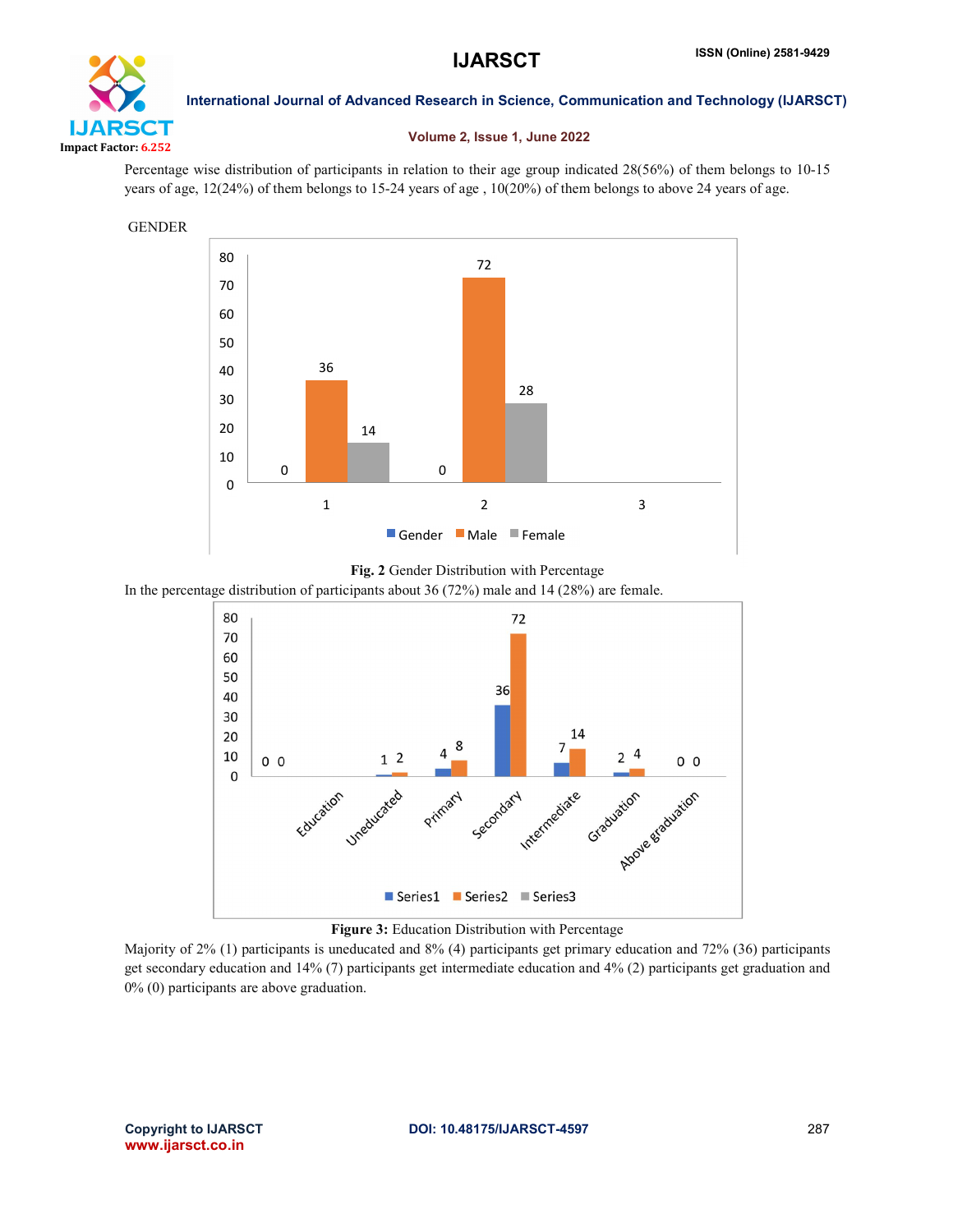Percentage wise distribution of participants in relation to their age group indicated 28(56%) of them belongs to 10-15 years of age, 12(24%) of them belongs to 15-24 years of age , 10(20%) of them belongs to above 24 years of age.

GENDER

**Fig. 2** Gender Distribution with Percentage

In the percentage distribution of participants about 36 (72%) male and 14 (28%) are female.

**Figure 3:** Education Distribution with Percentage

Majority of 2% (1) participants is uneducated and 8% (4) participants get primary education and 72% (36) participants get secondary education and 14% (7) participants get intermediate education and 4% (2) participants get graduation and 0% (0) participants are above graduation.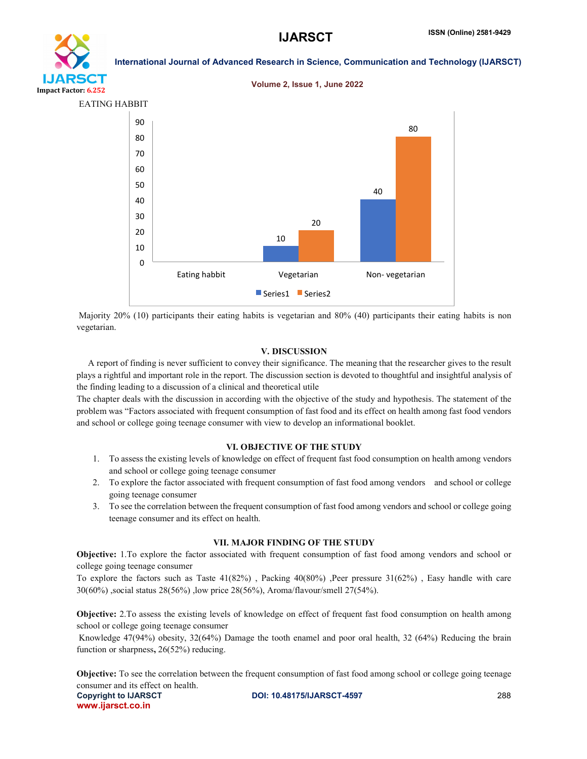EATING HABBIT

| | Series1 | Series2 |
|---|---|---|
| Eating habbit | | |
| Vegetarian | 10 | 20 |
| Non- vegetarian | 40 | 80 |

Majority 20% (10) participants their eating habits is vegetarian and 80% (40) participants their eating habits is non vegetarian.

## V. DISCUSSION

A report of finding is never sufficient to convey their significance. The meaning that the researcher gives to the result plays a rightful and important role in the report. The discussion section is devoted to thoughtful and insightful analysis of the finding leading to a discussion of a clinical and theoretical utile

The chapter deals with the discussion in according with the objective of the study and hypothesis. The statement of the problem was "Factors associated with frequent consumption of fast food and its effect on health among fast food vendors and school or college going teenage consumer with view to develop an informational booklet.

## VI. OBJECTIVE OF THE STUDY

1. To assess the existing levels of knowledge on effect of frequent fast food consumption on health among vendors and school or college going teenage consumer
2. To explore the factor associated with frequent consumption of fast food among vendors and school or college going teenage consumer
3. To see the correlation between the frequent consumption of fast food among vendors and school or college going teenage consumer and its effect on health.

## VII. MAJOR FINDING OF THE STUDY

**Objective:** 1.To explore the factor associated with frequent consumption of fast food among vendors and school or college going teenage consumer

To explore the factors such as Taste 41(82%) , Packing 40(80%) ,Peer pressure 31(62%) , Easy handle with care 30(60%) ,social status 28(56%) ,low price 28(56%), Aroma/flavour/smell 27(54%).

**Objective:** 2.To assess the existing levels of knowledge on effect of frequent fast food consumption on health among school or college going teenage consumer

Knowledge 47(94%) obesity, 32(64%) Damage the tooth enamel and poor oral health, 32 (64%) Reducing the brain function or sharpness**,** 26(52%) reducing.

**Objective:** To see the correlation between the frequent consumption of fast food among school or college going teenage consumer and its effect on health.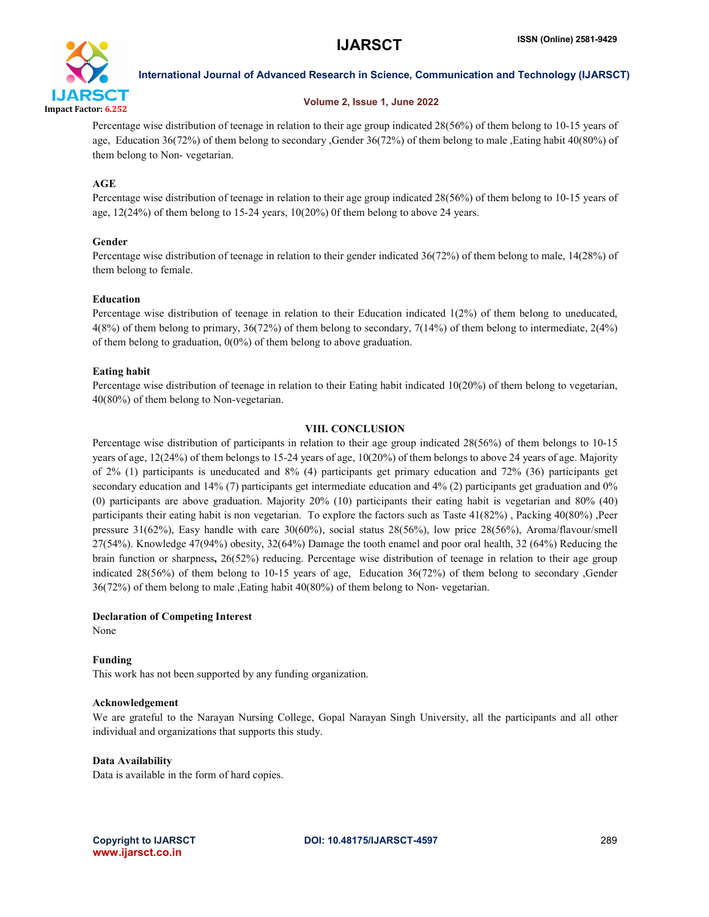Percentage wise distribution of teenage in relation to their age group indicated 28(56%) of them belong to 10-15 years of age, Education 36(72%) of them belong to secondary ,Gender 36(72%) of them belong to male ,Eating habit 40(80%) of them belong to Non- vegetarian.

**AGE**

Percentage wise distribution of teenage in relation to their age group indicated 28(56%) of them belong to 10-15 years of age, 12(24%) of them belong to 15-24 years, 10(20%) 0f them belong to above 24 years.

**Gender**

Percentage wise distribution of teenage in relation to their gender indicated 36(72%) of them belong to male, 14(28%) of them belong to female.

**Education**

Percentage wise distribution of teenage in relation to their Education indicated 1(2%) of them belong to uneducated, 4(8%) of them belong to primary, 36(72%) of them belong to secondary, 7(14%) of them belong to intermediate, 2(4%) of them belong to graduation, 0(0%) of them belong to above graduation.

**Eating habit**

Percentage wise distribution of teenage in relation to their Eating habit indicated 10(20%) of them belong to vegetarian, 40(80%) of them belong to Non-vegetarian.

## VIII. CONCLUSION

Percentage wise distribution of participants in relation to their age group indicated 28(56%) of them belongs to 10-15 years of age, 12(24%) of them belongs to 15-24 years of age, 10(20%) of them belongs to above 24 years of age. Majority of 2% (1) participants is uneducated and 8% (4) participants get primary education and 72% (36) participants get secondary education and 14% (7) participants get intermediate education and 4% (2) participants get graduation and 0% (0) participants are above graduation. Majority 20% (10) participants their eating habit is vegetarian and 80% (40) participants their eating habit is non vegetarian. To explore the factors such as Taste 41(82%) , Packing 40(80%) ,Peer pressure 31(62%), Easy handle with care 30(60%), social status 28(56%), low price 28(56%), Aroma/flavour/smell 27(54%). Knowledge 47(94%) obesity, 32(64%) Damage the tooth enamel and poor oral health, 32 (64%) Reducing the brain function or sharpness**,** 26(52%) reducing. Percentage wise distribution of teenage in relation to their age group indicated 28(56%) of them belong to 10-15 years of age, Education 36(72%) of them belong to secondary ,Gender 36(72%) of them belong to male ,Eating habit 40(80%) of them belong to Non- vegetarian.

**Declaration of Competing Interest**

None

**Funding**

This work has not been supported by any funding organization.

**Acknowledgement**

We are grateful to the Narayan Nursing College, Gopal Narayan Singh University, all the participants and all other individual and organizations that supports this study.

**Data Availability**

Data is available in the form of hard copies.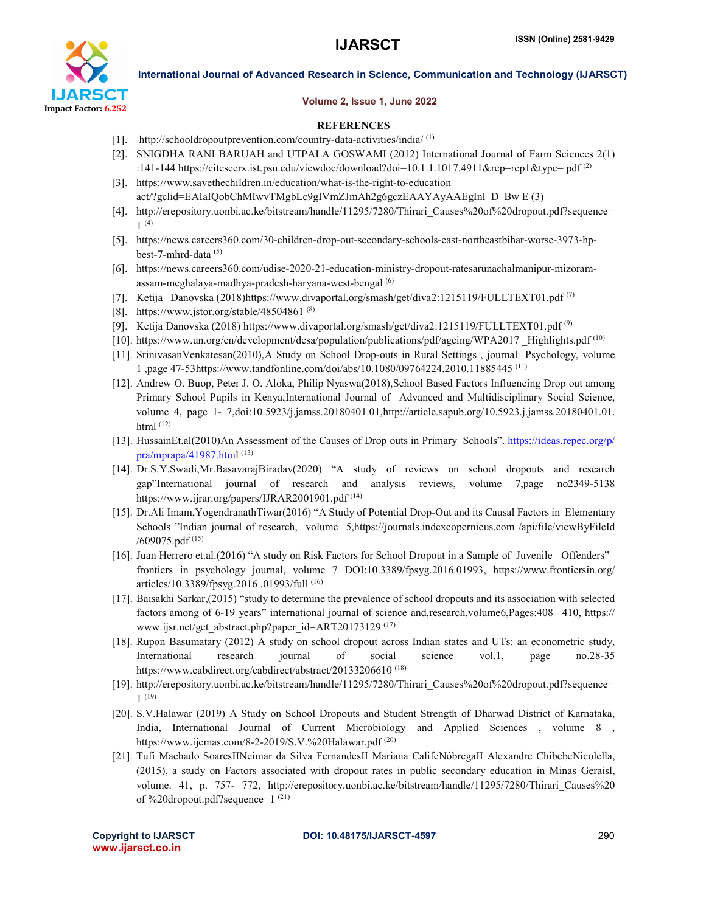## REFERENCES

[1]. http://schooldropoutprevention.com/country-data-activities/india/ (1)

[2]. SNIGDHA RANI BARUAH and UTPALA GOSWAMI (2012) International Journal of Farm Sciences 2(1) :141-144 https://citeseerx.ist.psu.edu/viewdoc/download?doi=10.1.1.1017.4911&rep=rep1&type= pdf (2)

[3]. https://www.savethechildren.in/education/what-is-the-right-to-education act/?gclid=EAIaIQobChMIwvTMgbLc9gIVmZJmAh2g6gczEAAYAyAAEgInl_D_Bw E (3)

[4]. http://erepository.uonbi.ac.ke/bitstream/handle/11295/7280/Thirari_Causes%20of%20dropout.pdf?sequence=1 (4)

[5]. https://news.careers360.com/30-children-drop-out-secondary-schools-east-northeastbihar-worse-3973-hp-best-7-mhrd-data (5)

[6]. https://news.careers360.com/udise-2020-21-education-ministry-dropout-ratesarunachalmanipur-mizoram-assam-meghalaya-madhya-pradesh-haryana-west-bengal (6)

[7]. Ketija Danovska (2018)https://www.divaportal.org/smash/get/diva2:1215119/FULLTEXT01.pdf (7)

[8]. https://www.jstor.org/stable/48504861 (8)

[9]. Ketija Danovska (2018) https://www.divaportal.org/smash/get/diva2:1215119/FULLTEXT01.pdf (9)

[10]. https://www.un.org/en/development/desa/population/publications/pdf/ageing/WPA2017 _Highlights.pdf (10)

[11]. SrinivasanVenkatesan(2010),A Study on School Drop-outs in Rural Settings , journal Psychology, volume 1 ,page 47-53https://www.tandfonline.com/doi/abs/10.1080/09764224.2010.11885445 (11)

[12]. Andrew O. Buop, Peter J. O. Aloka, Philip Nyaswa(2018),School Based Factors Influencing Drop out among Primary School Pupils in Kenya,International Journal of Advanced and Multidisciplinary Social Science, volume 4, page 1- 7,doi:10.5923/j.jamss.20180401.01,http://article.sapub.org/10.5923.j.jamss.20180401.01.html (12)

[13]. HussainEt.al(2010)An Assessment of the Causes of Drop outs in Primary Schools". https://ideas.repec.org/p/pra/mprapa/41987.html (13)

[14]. Dr.S.Y.Swadi,Mr.BasavarajBiradav(2020) "A study of reviews on school dropouts and research gap"International journal of research and analysis reviews, volume 7,page no2349-5138 https://www.ijrar.org/papers/IJRAR2001901.pdf (14)

[15]. Dr.Ali Imam,YogendranathTiwar(2016) "A Study of Potential Drop-Out and its Causal Factors in Elementary Schools "Indian journal of research, volume 5,https://journals.indexcopernicus.com /api/file/viewByFileId /609075.pdf (15)

[16]. Juan Herrero et.al.(2016) "A study on Risk Factors for School Dropout in a Sample of Juvenile Offenders" frontiers in psychology journal, volume 7 DOI:10.3389/fpsyg.2016.01993, https://www.frontiersin.org/articles/10.3389/fpsyg.2016 .01993/full (16)

[17]. Baisakhi Sarkar,(2015) "study to determine the prevalence of school dropouts and its association with selected factors among of 6-19 years" international journal of science and,research,volume6,Pages:408 –410, https://www.ijsr.net/get_abstract.php?paper_id=ART20173129 (17)

[18]. Rupon Basumatary (2012) A study on school dropout across Indian states and UTs: an econometric study, International research journal of social science vol.1, page no.28-35 https://www.cabdirect.org/cabdirect/abstract/20133206610 (18)

[19]. http://erepository.uonbi.ac.ke/bitstream/handle/11295/7280/Thirari_Causes%20of%20dropout.pdf?sequence=1 (19)

[20]. S.V.Halawar (2019) A Study on School Dropouts and Student Strength of Dharwad District of Karnataka, India, International Journal of Current Microbiology and Applied Sciences , volume 8 , https://www.ijcmas.com/8-2-2019/S.V.%20Halawar.pdf (20)

[21]. Tufi Machado SoaresIINeimar da Silva FernandesII Mariana CalifeNóbregaII Alexandre ChibebeNicolella, (2015), a study on Factors associated with dropout rates in public secondary education in Minas Geraisl, volume. 41, p. 757- 772, http://erepository.uonbi.ac.ke/bitstream/handle/11295/7280/Thirari_Causes%20 of %20dropout.pdf?sequence=1 (21)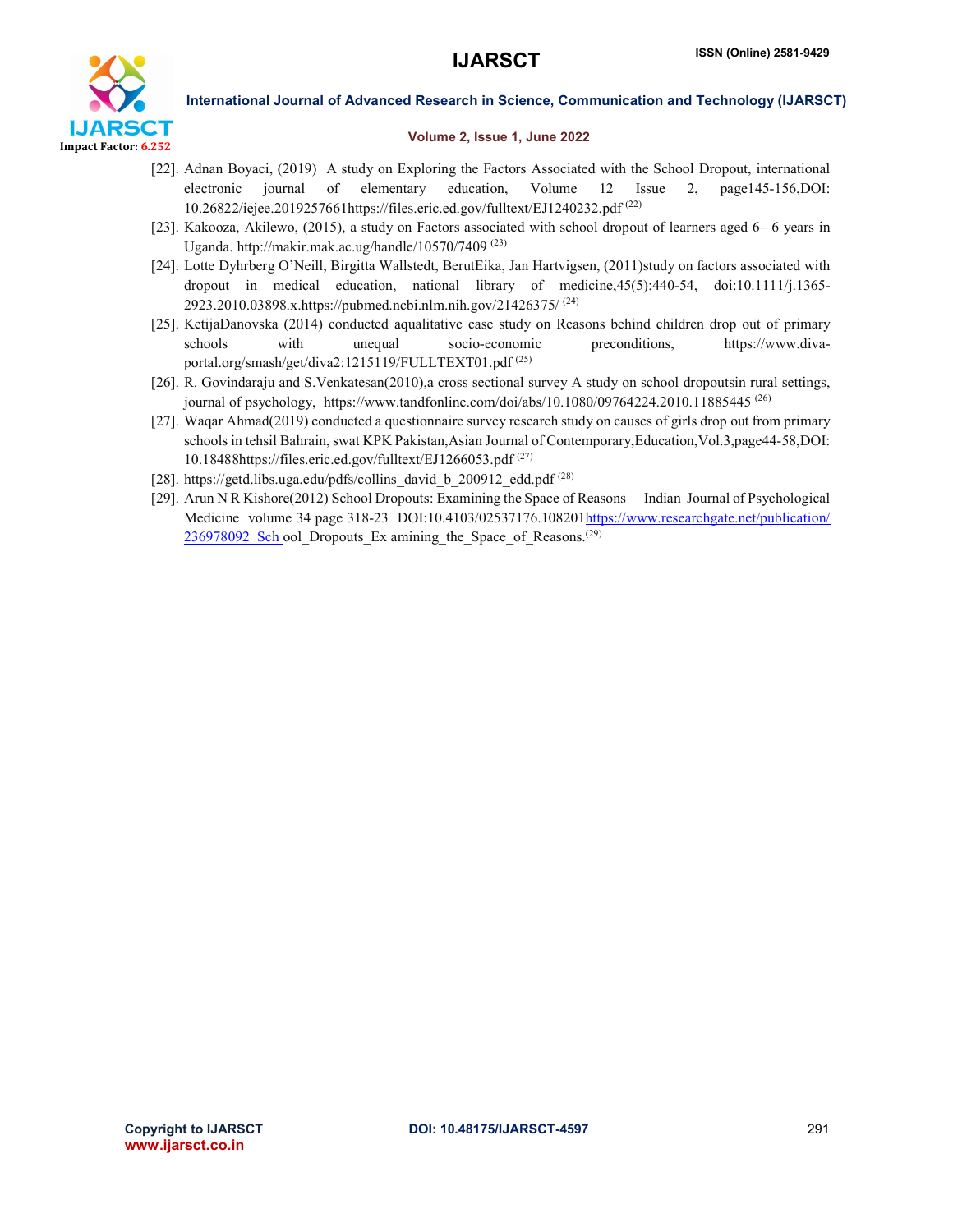[22]. Adnan Boyaci, (2019) A study on Exploring the Factors Associated with the School Dropout, international electronic journal of elementary education, Volume 12 Issue 2, page145-156,DOI: 10.26822/iejee.2019257661https://files.eric.ed.gov/fulltext/EJ1240232.pdf [22]

[23]. Kakooza, Akilewo, (2015), a study on Factors associated with school dropout of learners aged 6– 6 years in Uganda. http://makir.mak.ac.ug/handle/10570/7409 [23]

[24]. Lotte Dyhrberg O'Neill, Birgitta Wallstedt, BerutEika, Jan Hartvigsen, (2011)study on factors associated with dropout in medical education, national library of medicine,45(5):440-54, doi:10.1111/j.1365-2923.2010.03898.x.https://pubmed.ncbi.nlm.nih.gov/21426375/ [24]

[25]. KetijaDanovska (2014) conducted aqualitative case study on Reasons behind children drop out of primary schools with unequal socio-economic preconditions, https://www.diva-portal.org/smash/get/diva2:1215119/FULLTEXT01.pdf [25]

[26]. R. Govindaraju and S.Venkatesan(2010),a cross sectional survey A study on school dropoutsin rural settings, journal of psychology, https://www.tandfonline.com/doi/abs/10.1080/09764224.2010.11885445 [26]

[27]. Waqar Ahmad(2019) conducted a questionnaire survey research study on causes of girls drop out from primary schools in tehsil Bahrain, swat KPK Pakistan,Asian Journal of Contemporary,Education,Vol.3,page44-58,DOI: 10.18488https://files.eric.ed.gov/fulltext/EJ1266053.pdf [27]

[28]. https://getd.libs.uga.edu/pdfs/collins_david_b_200912_edd.pdf [28]

[29]. Arun N R Kishore(2012) School Dropouts: Examining the Space of Reasons Indian Journal of Psychological Medicine volume 34 page 318-23 DOI:10.4103/02537176.108201https://www.researchgate.net/publication/236978092_Sch ool_Dropouts_Ex amining_the_Space_of_Reasons.[29]